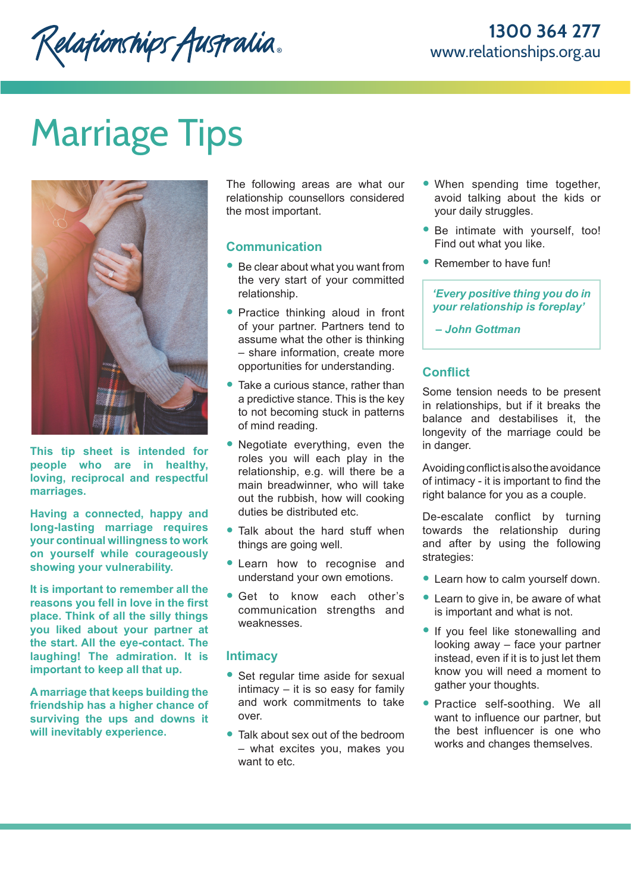Relationships Australia

1300 364 277
www.relationships.org.au

# Marriage Tips

**This tip sheet is intended for people who are in healthy, loving, reciprocal and respectful marriages.**

**Having a connected, happy and long-lasting marriage requires your continual willingness to work on yourself while courageously showing your vulnerability.**

**It is important to remember all the reasons you fell in love in the first place. Think of all the silly things you liked about your partner at the start. All the eye-contact. The laughing! The admiration. It is important to keep all that up.**

**A marriage that keeps building the friendship has a higher chance of surviving the ups and downs it will inevitably experience.**

The following areas are what our relationship counsellors considered the most important.

## Communication

- Be clear about what you want from the very start of your committed relationship.
- Practice thinking aloud in front of your partner. Partners tend to assume what the other is thinking – share information, create more opportunities for understanding.
- Take a curious stance, rather than a predictive stance. This is the key to not becoming stuck in patterns of mind reading.
- Negotiate everything, even the roles you will each play in the relationship, e.g. will there be a main breadwinner, who will take out the rubbish, how will cooking duties be distributed etc.
- Talk about the hard stuff when things are going well.
- Learn how to recognise and understand your own emotions.
- Get to know each other's communication strengths and weaknesses.

## Intimacy

- Set regular time aside for sexual intimacy – it is so easy for family and work commitments to take over.
- Talk about sex out of the bedroom – what excites you, makes you want to etc.
- When spending time together, avoid talking about the kids or your daily struggles.
- Be intimate with yourself, too! Find out what you like.
- Remember to have fun!

> ***'Every positive thing you do in your relationship is foreplay'***
>
> ***– John Gottman***

## Conflict

Some tension needs to be present in relationships, but if it breaks the balance and destabilises it, the longevity of the marriage could be in danger.

Avoiding conflict is also the avoidance of intimacy - it is important to find the right balance for you as a couple.

De-escalate conflict by turning towards the relationship during and after by using the following strategies:

- Learn how to calm yourself down.
- Learn to give in, be aware of what is important and what is not.
- If you feel like stonewalling and looking away – face your partner instead, even if it is to just let them know you will need a moment to gather your thoughts.
- Practice self-soothing. We all want to influence our partner, but the best influencer is one who works and changes themselves.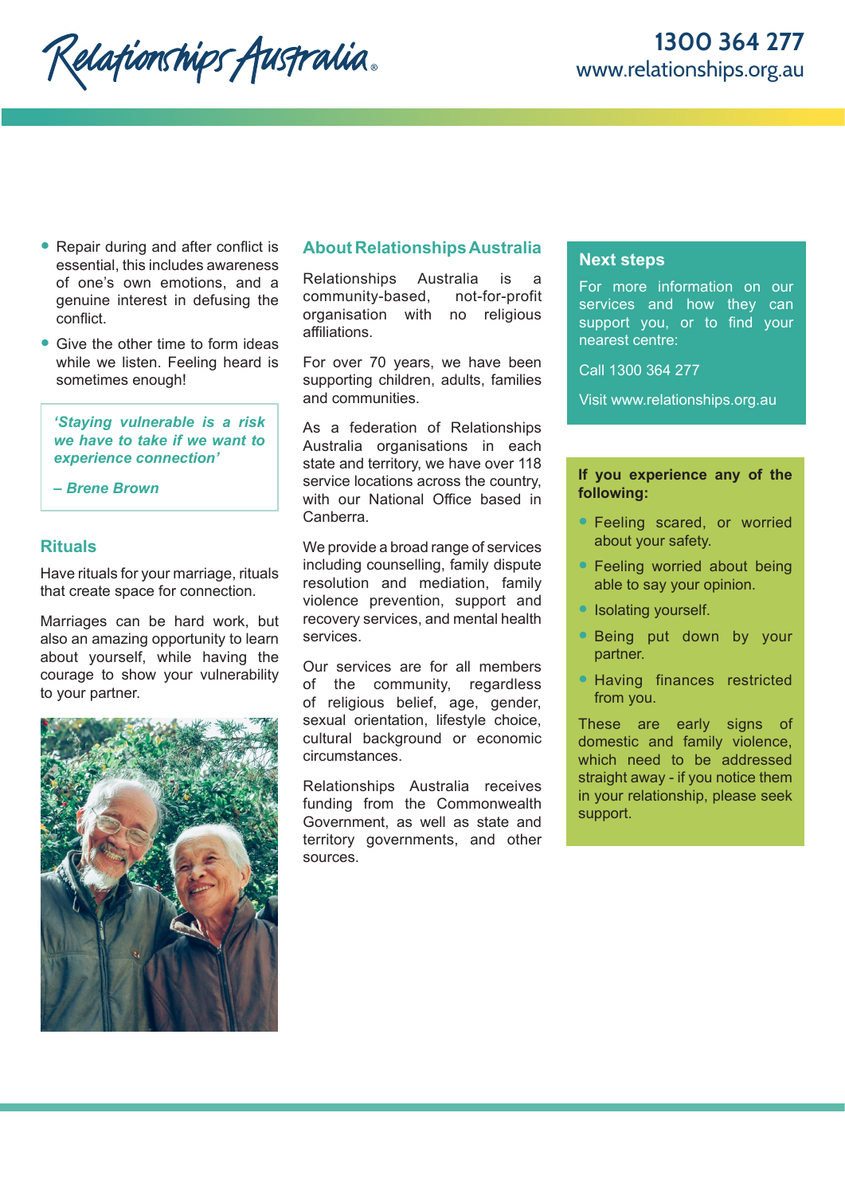- Repair during and after conflict is essential, this includes awareness of one's own emotions, and a genuine interest in defusing the conflict.
- Give the other time to form ideas while we listen. Feeling heard is sometimes enough!

> ***'Staying vulnerable is a risk we have to take if we want to experience connection'***
>
> ***– Brene Brown***

## Rituals

Have rituals for your marriage, rituals that create space for connection.

Marriages can be hard work, but also an amazing opportunity to learn about yourself, while having the courage to show your vulnerability to your partner.

## About Relationships Australia

Relationships Australia is a community-based, not-for-profit organisation with no religious affiliations.

For over 70 years, we have been supporting children, adults, families and communities.

As a federation of Relationships Australia organisations in each state and territory, we have over 118 service locations across the country, with our National Office based in Canberra.

We provide a broad range of services including counselling, family dispute resolution and mediation, family violence prevention, support and recovery services, and mental health services.

Our services are for all members of the community, regardless of religious belief, age, gender, sexual orientation, lifestyle choice, cultural background or economic circumstances.

Relationships Australia receives funding from the Commonwealth Government, as well as state and territory governments, and other sources.

## Next steps

For more information on our services and how they can support you, or to find your nearest centre:

Call 1300 364 277

Visit www.relationships.org.au

**If you experience any of the following:**

- Feeling scared, or worried about your safety.
- Feeling worried about being able to say your opinion.
- Isolating yourself.
- Being put down by your partner.
- Having finances restricted from you.

These are early signs of domestic and family violence, which need to be addressed straight away - if you notice them in your relationship, please seek support.